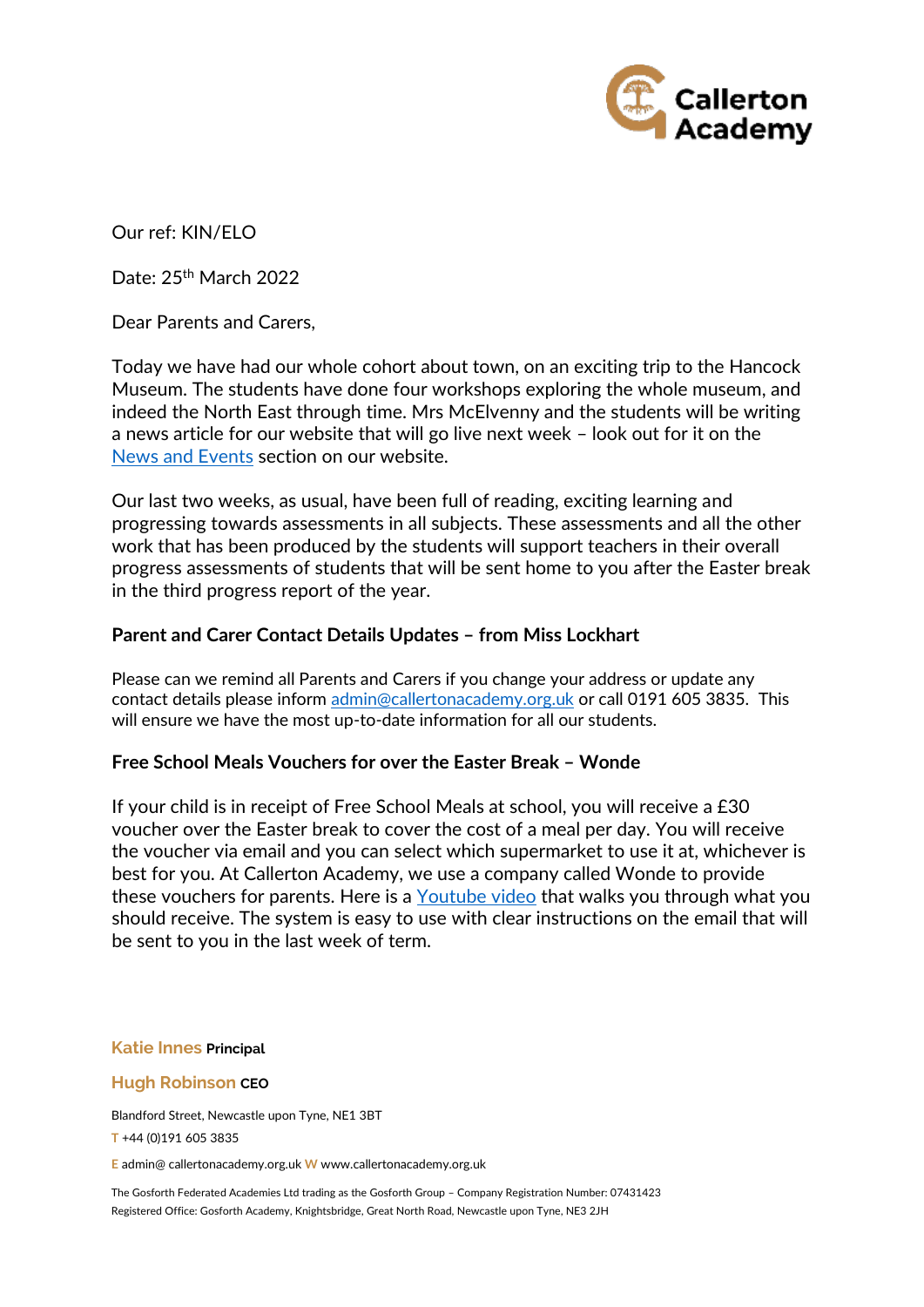Our ref: KIN/ELO

Date: 25th March 2022

Dear Parents and Carers,

Today we have had our whole cohort about town, on an exciting trip to the Hancock Museum. The students have done four workshops exploring the whole museum, and indeed the North East through time. Mrs McElvenny and the students will be writing a news article for our website that will go live next week – look out for it on the [News and Events](#) section on our website.

Our last two weeks, as usual, have been full of reading, exciting learning and progressing towards assessments in all subjects. These assessments and all the other work that has been produced by the students will support teachers in their overall progress assessments of students that will be sent home to you after the Easter break in the third progress report of the year.

**Parent and Carer Contact Details Updates – from Miss Lockhart**

Please can we remind all Parents and Carers if you change your address or update any contact details please inform [admin@callertonacademy.org.uk](mailto:admin@callertonacademy.org.uk) or call 0191 605 3835. This will ensure we have the most up-to-date information for all our students.

**Free School Meals Vouchers for over the Easter Break – Wonde**

If your child is in receipt of Free School Meals at school, you will receive a £30 voucher over the Easter break to cover the cost of a meal per day. You will receive the voucher via email and you can select which supermarket to use it at, whichever is best for you. At Callerton Academy, we use a company called Wonde to provide these vouchers for parents. Here is a [Youtube video](#) that walks you through what you should receive. The system is easy to use with clear instructions on the email that will be sent to you in the last week of term.

**Katie Innes** Principal

**Hugh Robinson** CEO

Blandford Street, Newcastle upon Tyne, NE1 3BT

T +44 (0)191 605 3835

E admin@ callertonacademy.org.uk W www.callertonacademy.org.uk

The Gosforth Federated Academies Ltd trading as the Gosforth Group – Company Registration Number: 07431423
Registered Office: Gosforth Academy, Knightsbridge, Great North Road, Newcastle upon Tyne, NE3 2JH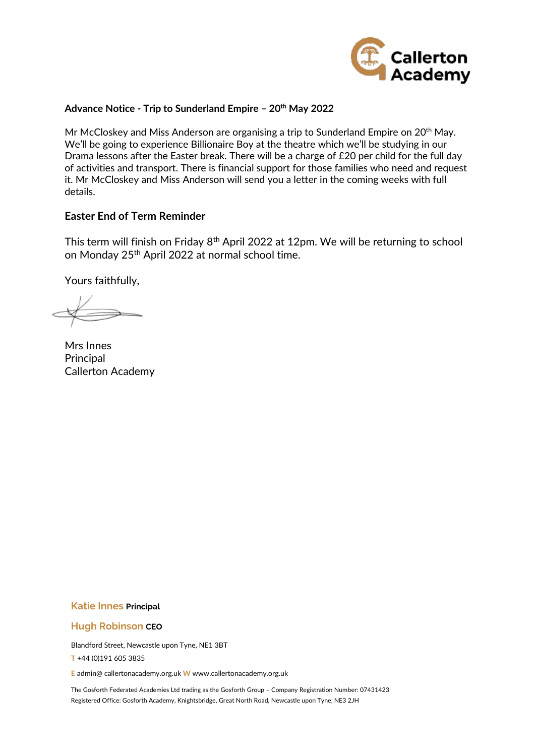**Advance Notice - Trip to Sunderland Empire – 20th May 2022**

Mr McCloskey and Miss Anderson are organising a trip to Sunderland Empire on 20th May. We'll be going to experience Billionaire Boy at the theatre which we'll be studying in our Drama lessons after the Easter break. There will be a charge of £20 per child for the full day of activities and transport. There is financial support for those families who need and request it. Mr McCloskey and Miss Anderson will send you a letter in the coming weeks with full details.

**Easter End of Term Reminder**

This term will finish on Friday 8th April 2022 at 12pm. We will be returning to school on Monday 25th April 2022 at normal school time.

Yours faithfully,

Mrs Innes
Principal
Callerton Academy

**Katie Innes** Principal

**Hugh Robinson** CEO

Blandford Street, Newcastle upon Tyne, NE1 3BT

T +44 (0)191 605 3835

E admin@ callertonacademy.org.uk W www.callertonacademy.org.uk

The Gosforth Federated Academies Ltd trading as the Gosforth Group – Company Registration Number: 07431423
Registered Office: Gosforth Academy, Knightsbridge, Great North Road, Newcastle upon Tyne, NE3 2JH